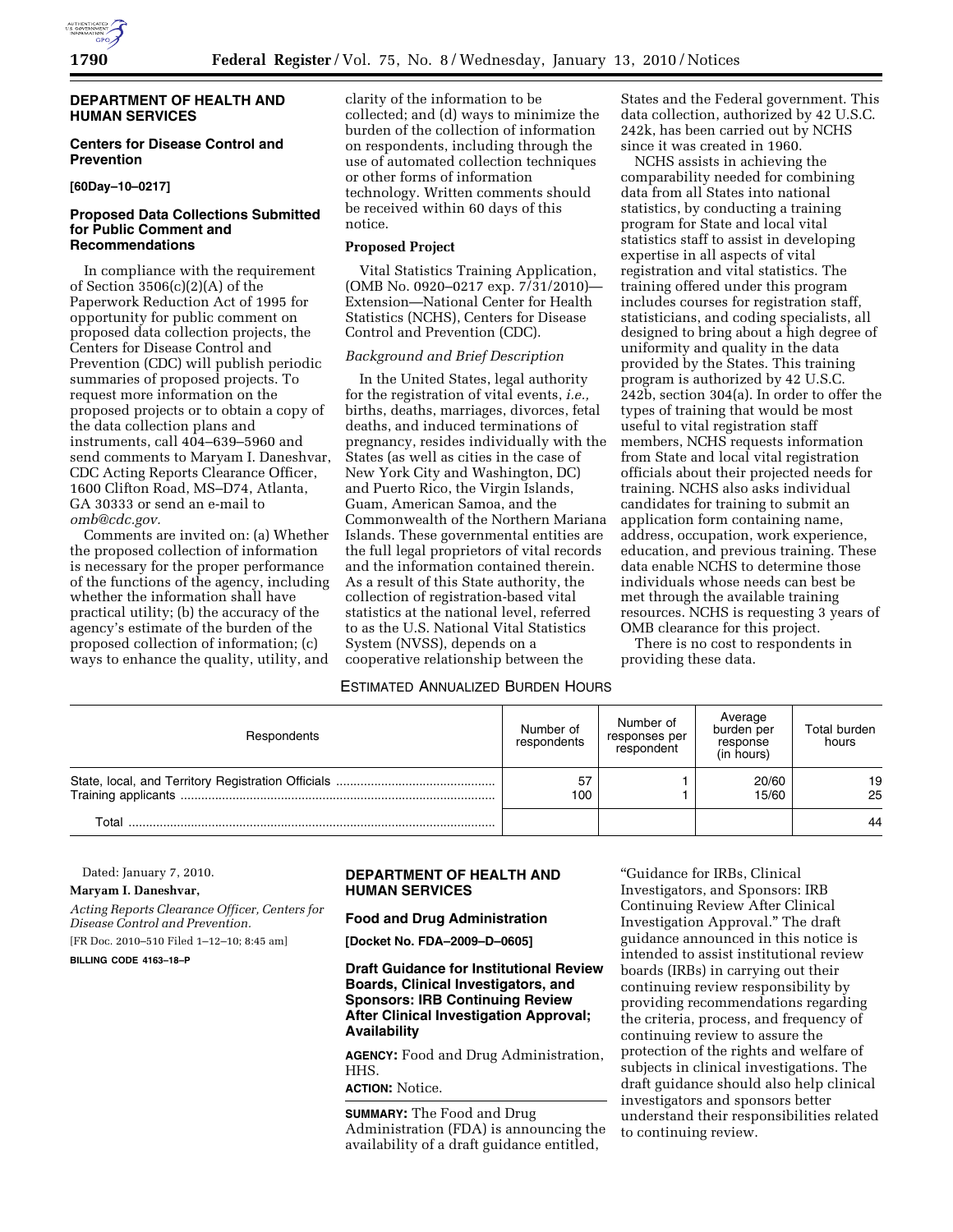## DEPARTMENT OF HEALTH AND HUMAN SERVICES

### Centers for Disease Control and Prevention

**[60Day–10–0217]**

### Proposed Data Collections Submitted for Public Comment and Recommendations

In compliance with the requirement of Section 3506(c)(2)(A) of the Paperwork Reduction Act of 1995 for opportunity for public comment on proposed data collection projects, the Centers for Disease Control and Prevention (CDC) will publish periodic summaries of proposed projects. To request more information on the proposed projects or to obtain a copy of the data collection plans and instruments, call 404–639–5960 and send comments to Maryam I. Daneshvar, CDC Acting Reports Clearance Officer, 1600 Clifton Road, MS–D74, Atlanta, GA 30333 or send an e-mail to *omb@cdc.gov*.

Comments are invited on: (a) Whether the proposed collection of information is necessary for the proper performance of the functions of the agency, including whether the information shall have practical utility; (b) the accuracy of the agency's estimate of the burden of the proposed collection of information; (c) ways to enhance the quality, utility, and clarity of the information to be collected; and (d) ways to minimize the burden of the collection of information on respondents, including through the use of automated collection techniques or other forms of information technology. Written comments should be received within 60 days of this notice.

**Proposed Project**

Vital Statistics Training Application, (OMB No. 0920–0217 exp. 7/31/2010)—Extension—National Center for Health Statistics (NCHS), Centers for Disease Control and Prevention (CDC).

*Background and Brief Description*

In the United States, legal authority for the registration of vital events, *i.e.,* births, deaths, marriages, divorces, fetal deaths, and induced terminations of pregnancy, resides individually with the States (as well as cities in the case of New York City and Washington, DC) and Puerto Rico, the Virgin Islands, Guam, American Samoa, and the Commonwealth of the Northern Mariana Islands. These governmental entities are the full legal proprietors of vital records and the information contained therein. As a result of this State authority, the collection of registration-based vital statistics at the national level, referred to as the U.S. National Vital Statistics System (NVSS), depends on a cooperative relationship between the States and the Federal government. This data collection, authorized by 42 U.S.C. 242k, has been carried out by NCHS since it was created in 1960.

NCHS assists in achieving the comparability needed for combining data from all States into national statistics, by conducting a training program for State and local vital statistics staff to assist in developing expertise in all aspects of vital registration and vital statistics. The training offered under this program includes courses for registration staff, statisticians, and coding specialists, all designed to bring about a high degree of uniformity and quality in the data provided by the States. This training program is authorized by 42 U.S.C. 242b, section 304(a). In order to offer the types of training that would be most useful to vital registration staff members, NCHS requests information from State and local vital registration officials about their projected needs for training. NCHS also asks individual candidates for training to submit an application form containing name, address, occupation, work experience, education, and previous training. These data enable NCHS to determine those individuals whose needs can best be met through the available training resources. NCHS is requesting 3 years of OMB clearance for this project.

There is no cost to respondents in providing these data.

ESTIMATED ANNUALIZED BURDEN HOURS

| Respondents | Number of respondents | Number of responses per respondent | Average burden per response (in hours) | Total burden hours |
|---|---|---|---|---|
| State, local, and Territory Registration Officials | 57 | 1 | 20/60 | 19 |
| Training applicants | 100 | 1 | 15/60 | 25 |
| Total | | | | 44 |

Dated: January 7, 2010.

**Maryam I. Daneshvar,**

*Acting Reports Clearance Officer, Centers for Disease Control and Prevention.*

[FR Doc. 2010–510 Filed 1–12–10; 8:45 am]

**BILLING CODE 4163–18–P**

## DEPARTMENT OF HEALTH AND HUMAN SERVICES

### Food and Drug Administration

**[Docket No. FDA–2009–D–0605]**

### Draft Guidance for Institutional Review Boards, Clinical Investigators, and Sponsors: IRB Continuing Review After Clinical Investigation Approval; Availability

**AGENCY:** Food and Drug Administration, HHS.

**ACTION:** Notice.

**SUMMARY:** The Food and Drug Administration (FDA) is announcing the availability of a draft guidance entitled, "Guidance for IRBs, Clinical Investigators, and Sponsors: IRB Continuing Review After Clinical Investigation Approval." The draft guidance announced in this notice is intended to assist institutional review boards (IRBs) in carrying out their continuing review responsibility by providing recommendations regarding the criteria, process, and frequency of continuing review to assure the protection of the rights and welfare of subjects in clinical investigations. The draft guidance should also help clinical investigators and sponsors better understand their responsibilities related to continuing review.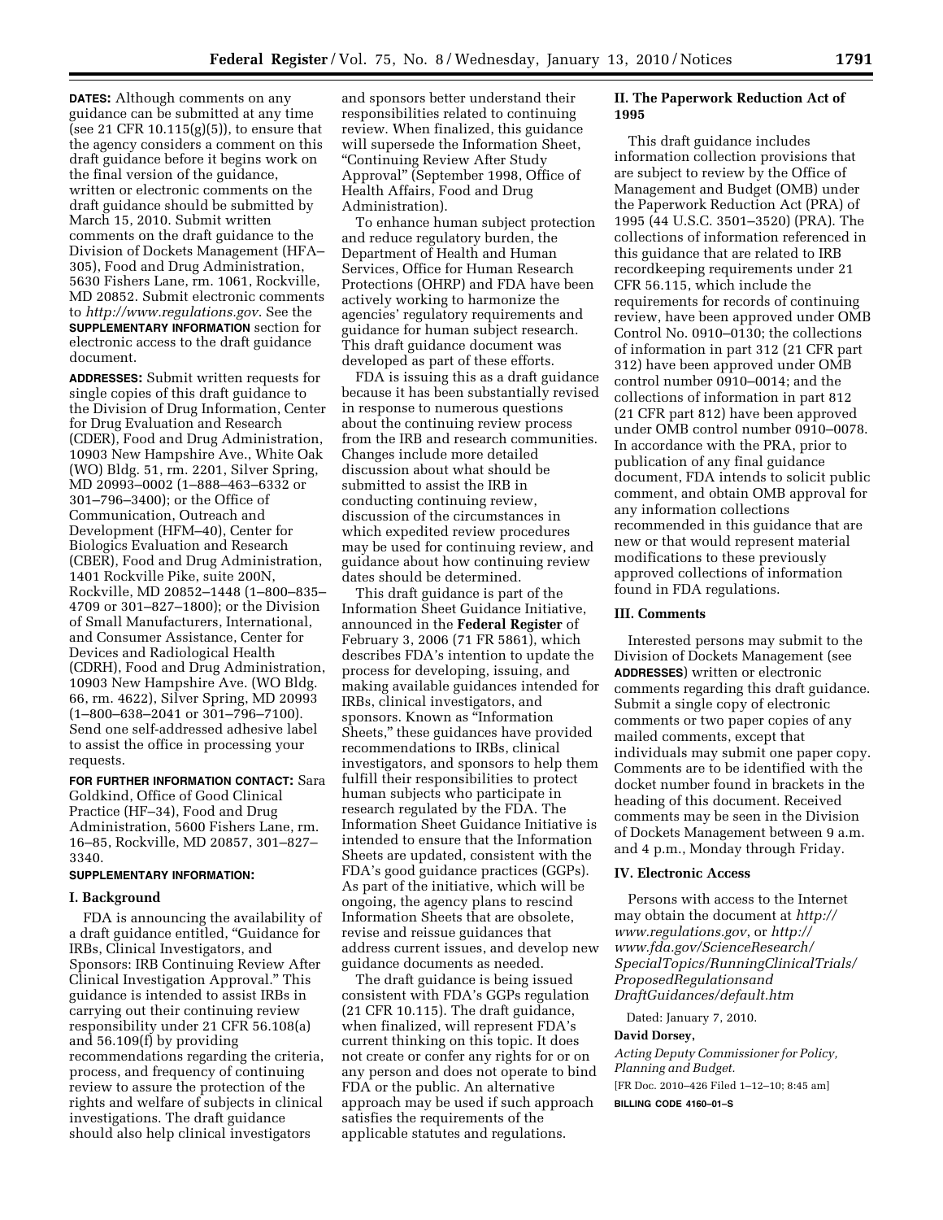**DATES:** Although comments on any guidance can be submitted at any time (see 21 CFR 10.115(g)(5)), to ensure that the agency considers a comment on this draft guidance before it begins work on the final version of the guidance, written or electronic comments on the draft guidance should be submitted by March 15, 2010. Submit written comments on the draft guidance to the Division of Dockets Management (HFA–305), Food and Drug Administration, 5630 Fishers Lane, rm. 1061, Rockville, MD 20852. Submit electronic comments to *http://www.regulations.gov*. See the **SUPPLEMENTARY INFORMATION** section for electronic access to the draft guidance document.

**ADDRESSES:** Submit written requests for single copies of this draft guidance to the Division of Drug Information, Center for Drug Evaluation and Research (CDER), Food and Drug Administration, 10903 New Hampshire Ave., White Oak (WO) Bldg. 51, rm. 2201, Silver Spring, MD 20993–0002 (1–888–463–6332 or 301–796–3400); or the Office of Communication, Outreach and Development (HFM–40), Center for Biologics Evaluation and Research (CBER), Food and Drug Administration, 1401 Rockville Pike, suite 200N, Rockville, MD 20852–1448 (1–800–835–4709 or 301–827–1800); or the Division of Small Manufacturers, International, and Consumer Assistance, Center for Devices and Radiological Health (CDRH), Food and Drug Administration, 10903 New Hampshire Ave. (WO Bldg. 66, rm. 4622), Silver Spring, MD 20993 (1–800–638–2041 or 301–796–7100). Send one self-addressed adhesive label to assist the office in processing your requests.

**FOR FURTHER INFORMATION CONTACT:** Sara Goldkind, Office of Good Clinical Practice (HF–34), Food and Drug Administration, 5600 Fishers Lane, rm. 16–85, Rockville, MD 20857, 301–827–3340.

**SUPPLEMENTARY INFORMATION:**

## I. Background

FDA is announcing the availability of a draft guidance entitled, "Guidance for IRBs, Clinical Investigators, and Sponsors: IRB Continuing Review After Clinical Investigation Approval." This guidance is intended to assist IRBs in carrying out their continuing review responsibility under 21 CFR 56.108(a) and 56.109(f) by providing recommendations regarding the criteria, process, and frequency of continuing review to assure the protection of the rights and welfare of subjects in clinical investigations. The draft guidance should also help clinical investigators and sponsors better understand their responsibilities related to continuing review. When finalized, this guidance will supersede the Information Sheet, "Continuing Review After Study Approval" (September 1998, Office of Health Affairs, Food and Drug Administration).

To enhance human subject protection and reduce regulatory burden, the Department of Health and Human Services, Office for Human Research Protections (OHRP) and FDA have been actively working to harmonize the agencies' regulatory requirements and guidance for human subject research. This draft guidance document was developed as part of these efforts.

FDA is issuing this as a draft guidance because it has been substantially revised in response to numerous questions about the continuing review process from the IRB and research communities. Changes include more detailed discussion about what should be submitted to assist the IRB in conducting continuing review, discussion of the circumstances in which expedited review procedures may be used for continuing review, and guidance about how continuing review dates should be determined.

This draft guidance is part of the Information Sheet Guidance Initiative, announced in the **Federal Register** of February 3, 2006 (71 FR 5861), which describes FDA's intention to update the process for developing, issuing, and making available guidances intended for IRBs, clinical investigators, and sponsors. Known as "Information Sheets," these guidances have provided recommendations to IRBs, clinical investigators, and sponsors to help them fulfill their responsibilities to protect human subjects who participate in research regulated by the FDA. The Information Sheet Guidance Initiative is intended to ensure that the Information Sheets are updated, consistent with the FDA's good guidance practices (GGPs). As part of the initiative, which will be ongoing, the agency plans to rescind Information Sheets that are obsolete, revise and reissue guidances that address current issues, and develop new guidance documents as needed.

The draft guidance is being issued consistent with FDA's GGPs regulation (21 CFR 10.115). The draft guidance, when finalized, will represent FDA's current thinking on this topic. It does not create or confer any rights for or on any person and does not operate to bind FDA or the public. An alternative approach may be used if such approach satisfies the requirements of the applicable statutes and regulations.

## II. The Paperwork Reduction Act of 1995

This draft guidance includes information collection provisions that are subject to review by the Office of Management and Budget (OMB) under the Paperwork Reduction Act (PRA) of 1995 (44 U.S.C. 3501–3520) (PRA). The collections of information referenced in this guidance that are related to IRB recordkeeping requirements under 21 CFR 56.115, which include the requirements for records of continuing review, have been approved under OMB Control No. 0910–0130; the collections of information in part 312 (21 CFR part 312) have been approved under OMB control number 0910–0014; and the collections of information in part 812 (21 CFR part 812) have been approved under OMB control number 0910–0078. In accordance with the PRA, prior to publication of any final guidance document, FDA intends to solicit public comment, and obtain OMB approval for any information collections recommended in this guidance that are new or that would represent material modifications to these previously approved collections of information found in FDA regulations.

## III. Comments

Interested persons may submit to the Division of Dockets Management (see **ADDRESSES**) written or electronic comments regarding this draft guidance. Submit a single copy of electronic comments or two paper copies of any mailed comments, except that individuals may submit one paper copy. Comments are to be identified with the docket number found in brackets in the heading of this document. Received comments may be seen in the Division of Dockets Management between 9 a.m. and 4 p.m., Monday through Friday.

## IV. Electronic Access

Persons with access to the Internet may obtain the document at *http://www.regulations.gov*, or *http://www.fda.gov/ScienceResearch/SpecialTopics/RunningClinicalTrials/ProposedRegulationsandDraftGuidances/default.htm*

Dated: January 7, 2010.

**David Dorsey,**

*Acting Deputy Commissioner for Policy, Planning and Budget.*

[FR Doc. 2010–426 Filed 1–12–10; 8:45 am]

**BILLING CODE 4160–01–S**